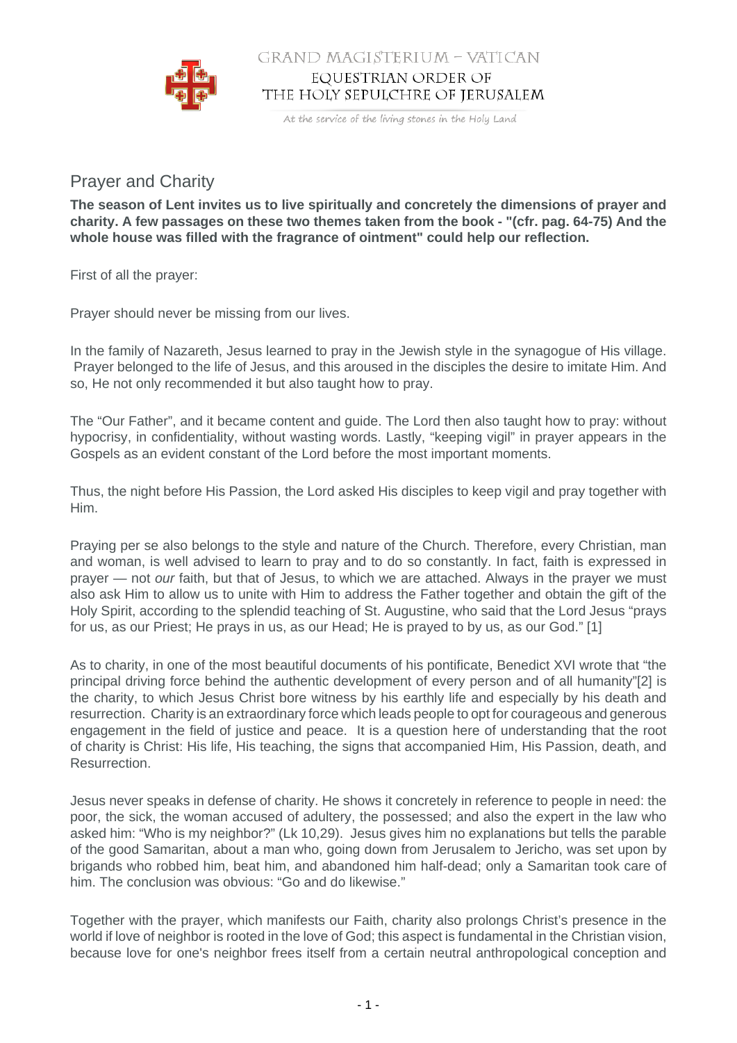# Prayer and Charity

**The season of Lent invites us to live spiritually and concretely the dimensions of prayer and charity. A few passages on these two themes taken from the book - "(cfr. pag. 64-75) And the whole house was filled with the fragrance of ointment" could help our reflection.**

First of all the prayer:

Prayer should never be missing from our lives.

In the family of Nazareth, Jesus learned to pray in the Jewish style in the synagogue of His village. Prayer belonged to the life of Jesus, and this aroused in the disciples the desire to imitate Him. And so, He not only recommended it but also taught how to pray.

The "Our Father", and it became content and guide. The Lord then also taught how to pray: without hypocrisy, in confidentiality, without wasting words. Lastly, "keeping vigil" in prayer appears in the Gospels as an evident constant of the Lord before the most important moments.

Thus, the night before His Passion, the Lord asked His disciples to keep vigil and pray together with Him.

Praying per se also belongs to the style and nature of the Church. Therefore, every Christian, man and woman, is well advised to learn to pray and to do so constantly. In fact, faith is expressed in prayer — not *our* faith, but that of Jesus, to which we are attached. Always in the prayer we must also ask Him to allow us to unite with Him to address the Father together and obtain the gift of the Holy Spirit, according to the splendid teaching of St. Augustine, who said that the Lord Jesus "prays for us, as our Priest; He prays in us, as our Head; He is prayed to by us, as our God." [1]

As to charity, in one of the most beautiful documents of his pontificate, Benedict XVI wrote that "the principal driving force behind the authentic development of every person and of all humanity"[2] is the charity, to which Jesus Christ bore witness by his earthly life and especially by his death and resurrection. Charity is an extraordinary force which leads people to opt for courageous and generous engagement in the field of justice and peace. It is a question here of understanding that the root of charity is Christ: His life, His teaching, the signs that accompanied Him, His Passion, death, and Resurrection.

Jesus never speaks in defense of charity. He shows it concretely in reference to people in need: the poor, the sick, the woman accused of adultery, the possessed; and also the expert in the law who asked him: "Who is my neighbor?" (Lk 10,29). Jesus gives him no explanations but tells the parable of the good Samaritan, about a man who, going down from Jerusalem to Jericho, was set upon by brigands who robbed him, beat him, and abandoned him half-dead; only a Samaritan took care of him. The conclusion was obvious: "Go and do likewise."

Together with the prayer, which manifests our Faith, charity also prolongs Christ's presence in the world if love of neighbor is rooted in the love of God; this aspect is fundamental in the Christian vision, because love for one's neighbor frees itself from a certain neutral anthropological conception and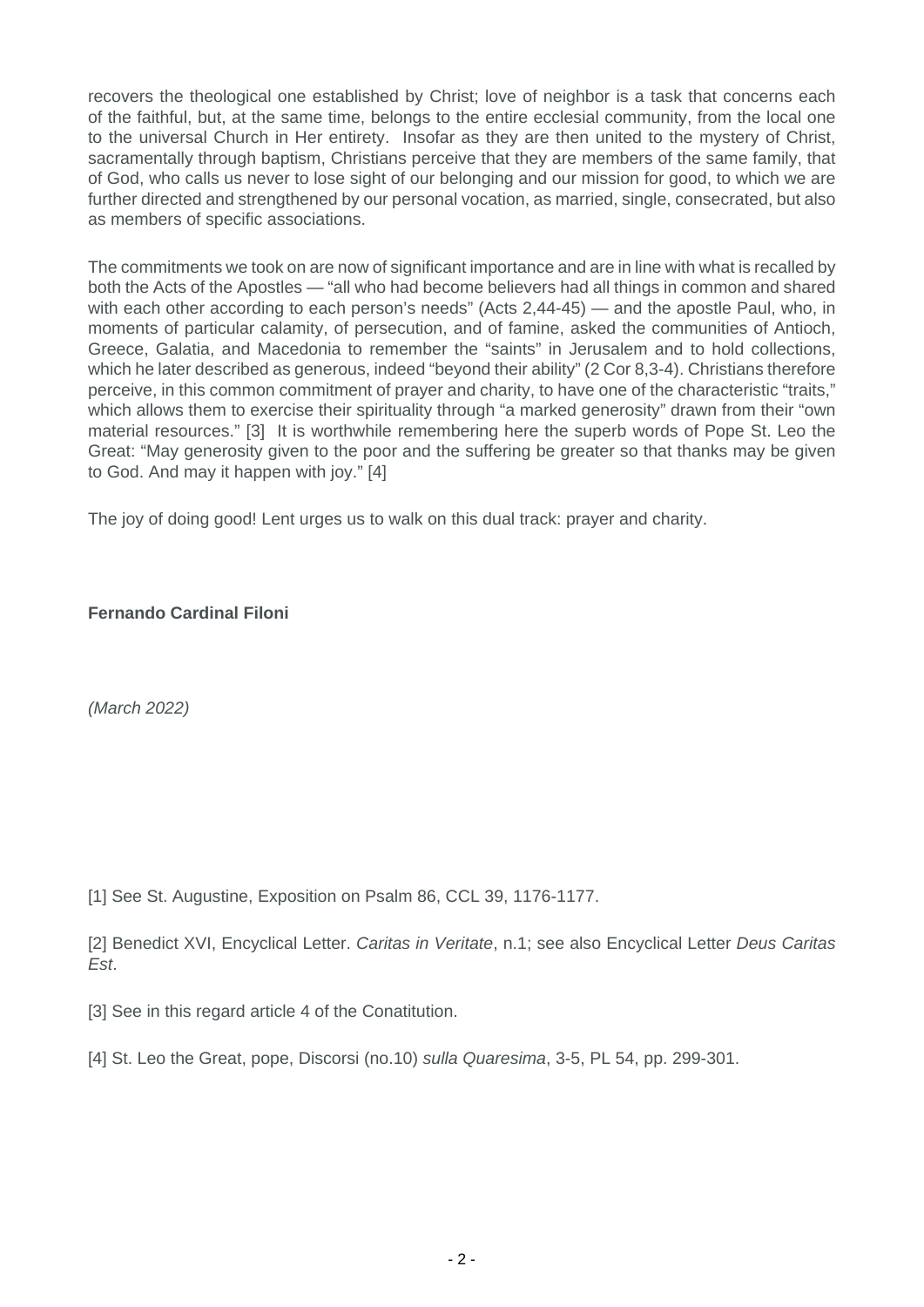recovers the theological one established by Christ; love of neighbor is a task that concerns each of the faithful, but, at the same time, belongs to the entire ecclesial community, from the local one to the universal Church in Her entirety. Insofar as they are then united to the mystery of Christ, sacramentally through baptism, Christians perceive that they are members of the same family, that of God, who calls us never to lose sight of our belonging and our mission for good, to which we are further directed and strengthened by our personal vocation, as married, single, consecrated, but also as members of specific associations.

The commitments we took on are now of significant importance and are in line with what is recalled by both the Acts of the Apostles — "all who had become believers had all things in common and shared with each other according to each person's needs" (Acts 2,44-45) — and the apostle Paul, who, in moments of particular calamity, of persecution, and of famine, asked the communities of Antioch, Greece, Galatia, and Macedonia to remember the "saints" in Jerusalem and to hold collections, which he later described as generous, indeed "beyond their ability" (2 Cor 8,3-4). Christians therefore perceive, in this common commitment of prayer and charity, to have one of the characteristic "traits," which allows them to exercise their spirituality through "a marked generosity" drawn from their "own material resources." [3] It is worthwhile remembering here the superb words of Pope St. Leo the Great: "May generosity given to the poor and the suffering be greater so that thanks may be given to God. And may it happen with joy." [4]

The joy of doing good! Lent urges us to walk on this dual track: prayer and charity.

**Fernando Cardinal Filoni**

*(March 2022)*

[1] See St. Augustine, Exposition on Psalm 86, CCL 39, 1176-1177.

[2] Benedict XVI, Encyclical Letter. *Caritas in Veritate*, n.1; see also Encyclical Letter *Deus Caritas Est*.

[3] See in this regard article 4 of the Conatitution.

[4] St. Leo the Great, pope, Discorsi (no.10) *sulla Quaresima*, 3-5, PL 54, pp. 299-301.